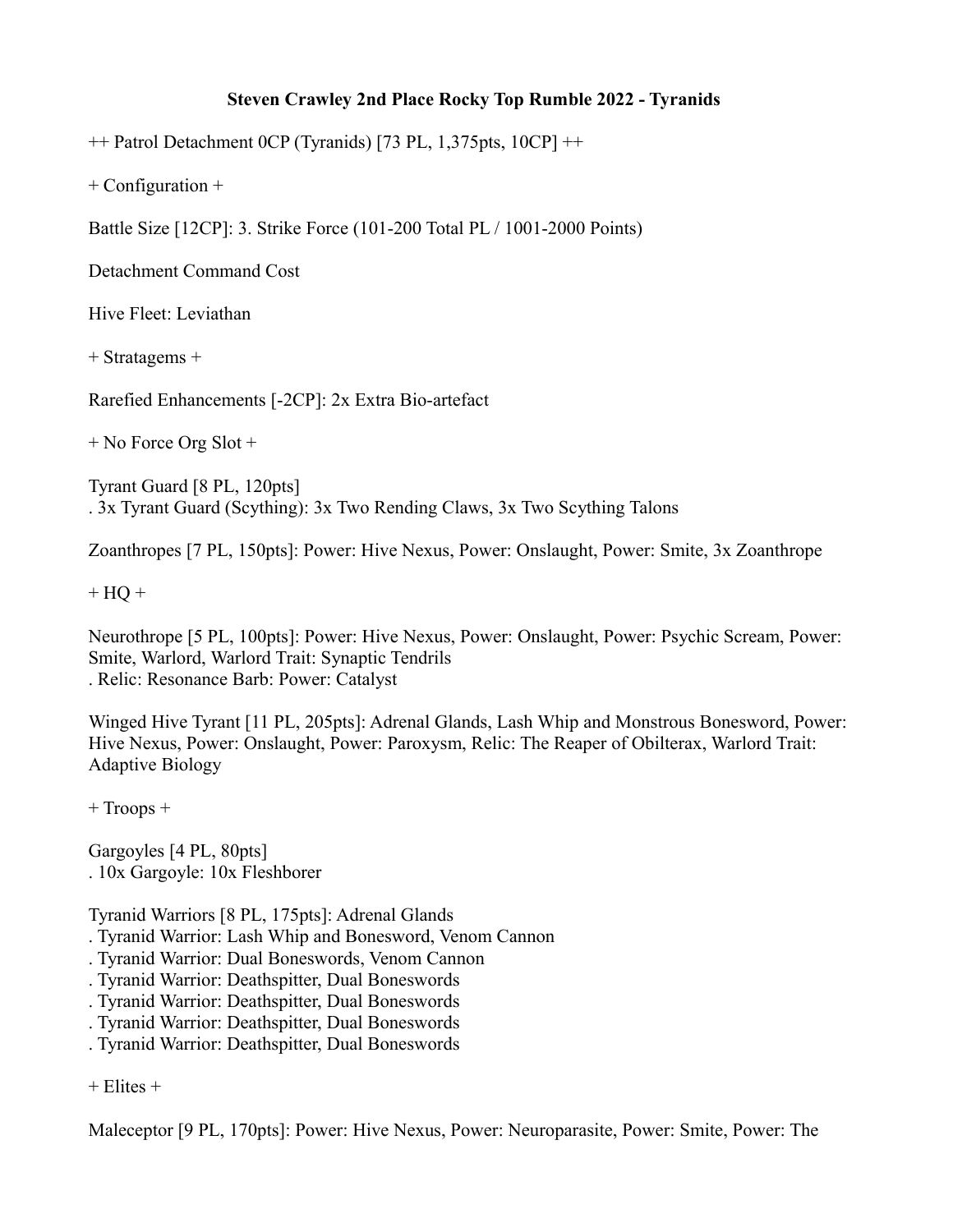**Steven Crawley 2nd Place Rocky Top Rumble 2022 - Tyranids**

++ Patrol Detachment 0CP (Tyranids) [73 PL, 1,375pts, 10CP] ++

+ Configuration +

Battle Size [12CP]: 3. Strike Force (101-200 Total PL / 1001-2000 Points)

Detachment Command Cost

Hive Fleet: Leviathan

+ Stratagems +

Rarefied Enhancements [-2CP]: 2x Extra Bio-artefact

+ No Force Org Slot +

Tyrant Guard [8 PL, 120pts]
. 3x Tyrant Guard (Scything): 3x Two Rending Claws, 3x Two Scything Talons

Zoanthropes [7 PL, 150pts]: Power: Hive Nexus, Power: Onslaught, Power: Smite, 3x Zoanthrope

+ HQ +

Neurothrope [5 PL, 100pts]: Power: Hive Nexus, Power: Onslaught, Power: Psychic Scream, Power: Smite, Warlord, Warlord Trait: Synaptic Tendrils
. Relic: Resonance Barb: Power: Catalyst

Winged Hive Tyrant [11 PL, 205pts]: Adrenal Glands, Lash Whip and Monstrous Bonesword, Power: Hive Nexus, Power: Onslaught, Power: Paroxysm, Relic: The Reaper of Obilterax, Warlord Trait: Adaptive Biology

+ Troops +

Gargoyles [4 PL, 80pts]
. 10x Gargoyle: 10x Fleshborer

Tyranid Warriors [8 PL, 175pts]: Adrenal Glands
. Tyranid Warrior: Lash Whip and Bonesword, Venom Cannon
. Tyranid Warrior: Dual Boneswords, Venom Cannon
. Tyranid Warrior: Deathspitter, Dual Boneswords
. Tyranid Warrior: Deathspitter, Dual Boneswords
. Tyranid Warrior: Deathspitter, Dual Boneswords
. Tyranid Warrior: Deathspitter, Dual Boneswords

+ Elites +

Maleceptor [9 PL, 170pts]: Power: Hive Nexus, Power: Neuroparasite, Power: Smite, Power: The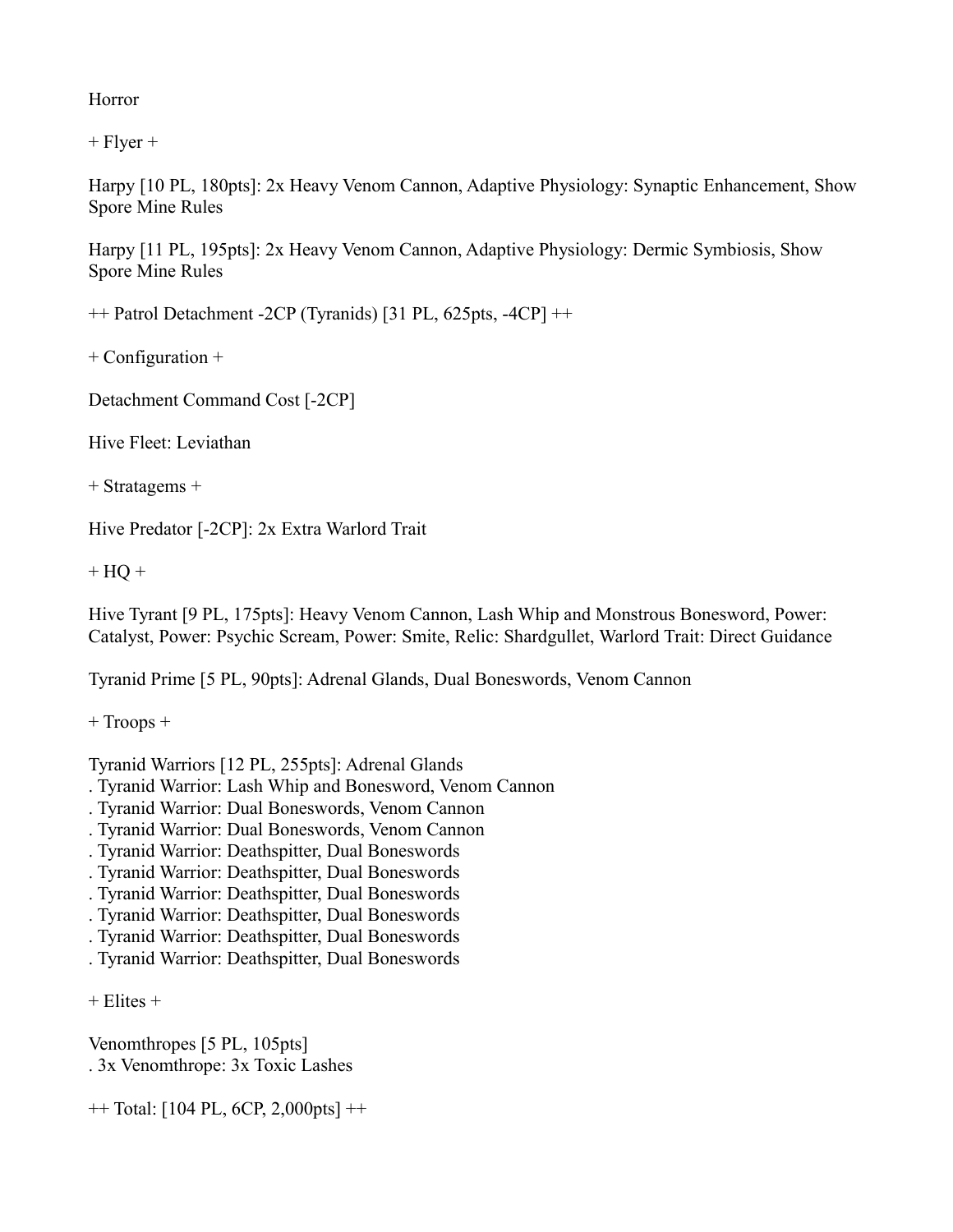Horror

+ Flyer +

Harpy [10 PL, 180pts]: 2x Heavy Venom Cannon, Adaptive Physiology: Synaptic Enhancement, Show Spore Mine Rules

Harpy [11 PL, 195pts]: 2x Heavy Venom Cannon, Adaptive Physiology: Dermic Symbiosis, Show Spore Mine Rules

++ Patrol Detachment -2CP (Tyranids) [31 PL, 625pts, -4CP] ++

+ Configuration +

Detachment Command Cost [-2CP]

Hive Fleet: Leviathan

+ Stratagems +

Hive Predator [-2CP]: 2x Extra Warlord Trait

+ HQ +

Hive Tyrant [9 PL, 175pts]: Heavy Venom Cannon, Lash Whip and Monstrous Bonesword, Power: Catalyst, Power: Psychic Scream, Power: Smite, Relic: Shardgullet, Warlord Trait: Direct Guidance

Tyranid Prime [5 PL, 90pts]: Adrenal Glands, Dual Boneswords, Venom Cannon

+ Troops +

Tyranid Warriors [12 PL, 255pts]: Adrenal Glands
. Tyranid Warrior: Lash Whip and Bonesword, Venom Cannon
. Tyranid Warrior: Dual Boneswords, Venom Cannon
. Tyranid Warrior: Dual Boneswords, Venom Cannon
. Tyranid Warrior: Deathspitter, Dual Boneswords
. Tyranid Warrior: Deathspitter, Dual Boneswords
. Tyranid Warrior: Deathspitter, Dual Boneswords
. Tyranid Warrior: Deathspitter, Dual Boneswords
. Tyranid Warrior: Deathspitter, Dual Boneswords
. Tyranid Warrior: Deathspitter, Dual Boneswords

+ Elites +

Venomthropes [5 PL, 105pts]
. 3x Venomthrope: 3x Toxic Lashes

++ Total: [104 PL, 6CP, 2,000pts] ++